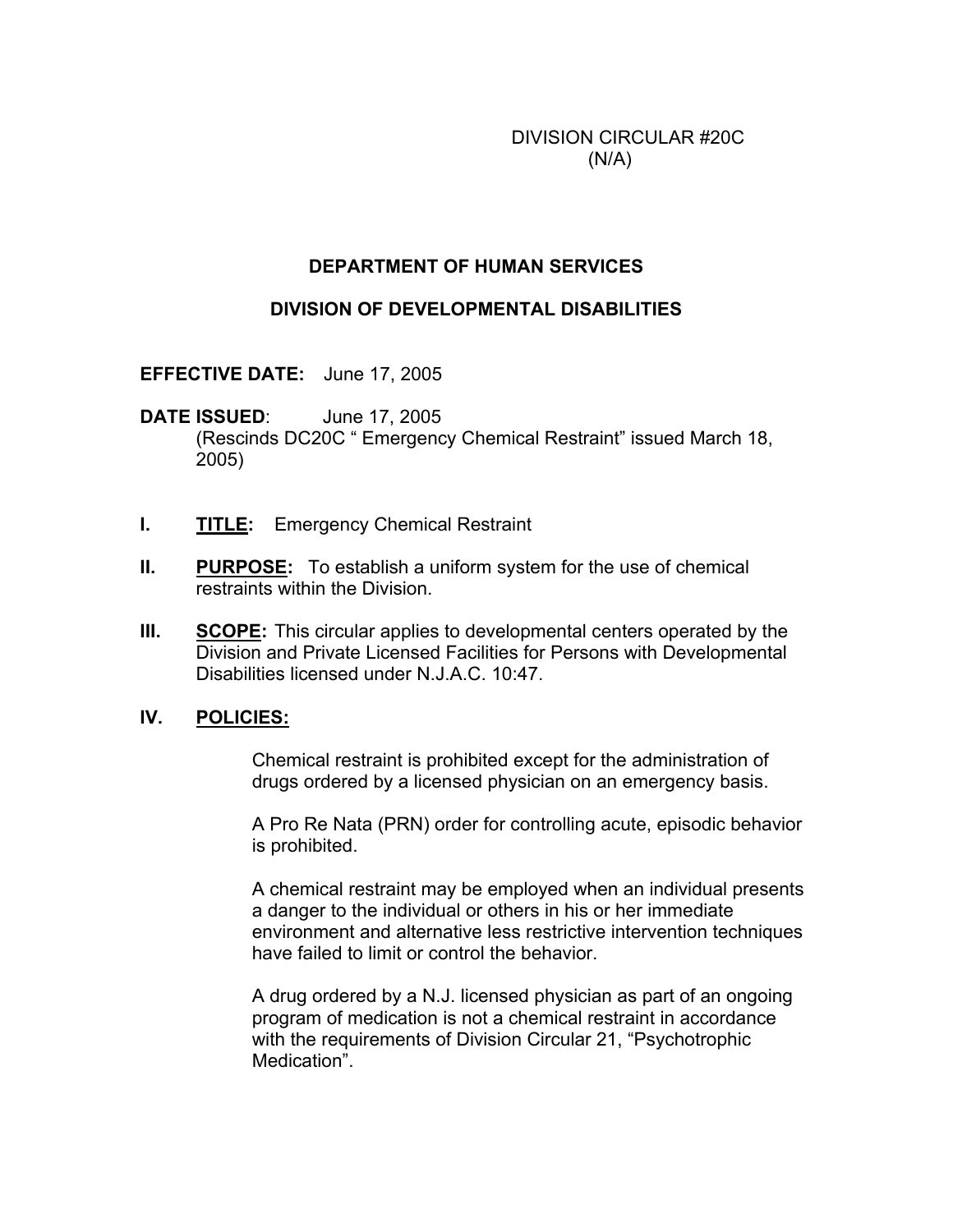DIVISION CIRCULAR #20C
(N/A)

**DEPARTMENT OF HUMAN SERVICES**

**DIVISION OF DEVELOPMENTAL DISABILITIES**

**EFFECTIVE DATE:** June 17, 2005

**DATE ISSUED**: June 17, 2005
(Rescinds DC20C " Emergency Chemical Restraint" issued March 18, 2005)

**I. <u>TITLE:</u>** Emergency Chemical Restraint

**II. <u>PURPOSE:</u>** To establish a uniform system for the use of chemical restraints within the Division.

**III. <u>SCOPE:</u>** This circular applies to developmental centers operated by the Division and Private Licensed Facilities for Persons with Developmental Disabilities licensed under N.J.A.C. 10:47.

**IV. <u>POLICIES:</u>**

Chemical restraint is prohibited except for the administration of drugs ordered by a licensed physician on an emergency basis.

A Pro Re Nata (PRN) order for controlling acute, episodic behavior is prohibited.

A chemical restraint may be employed when an individual presents a danger to the individual or others in his or her immediate environment and alternative less restrictive intervention techniques have failed to limit or control the behavior.

A drug ordered by a N.J. licensed physician as part of an ongoing program of medication is not a chemical restraint in accordance with the requirements of Division Circular 21, "Psychotrophic Medication".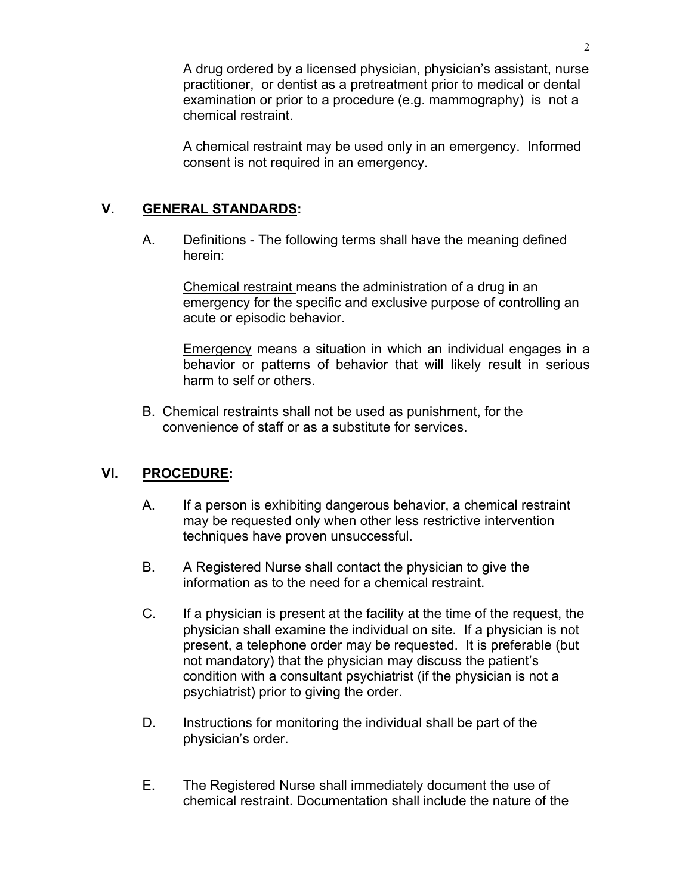A drug ordered by a licensed physician, physician's assistant, nurse practitioner, or dentist as a pretreatment prior to medical or dental examination or prior to a procedure (e.g. mammography) is not a chemical restraint.

A chemical restraint may be used only in an emergency. Informed consent is not required in an emergency.

## V. GENERAL STANDARDS:

A. Definitions - The following terms shall have the meaning defined herein:

   Chemical restraint means the administration of a drug in an emergency for the specific and exclusive purpose of controlling an acute or episodic behavior.

   Emergency means a situation in which an individual engages in a behavior or patterns of behavior that will likely result in serious harm to self or others.

B. Chemical restraints shall not be used as punishment, for the convenience of staff or as a substitute for services.

## VI. PROCEDURE:

A. If a person is exhibiting dangerous behavior, a chemical restraint may be requested only when other less restrictive intervention techniques have proven unsuccessful.

B. A Registered Nurse shall contact the physician to give the information as to the need for a chemical restraint.

C. If a physician is present at the facility at the time of the request, the physician shall examine the individual on site. If a physician is not present, a telephone order may be requested. It is preferable (but not mandatory) that the physician may discuss the patient's condition with a consultant psychiatrist (if the physician is not a psychiatrist) prior to giving the order.

D. Instructions for monitoring the individual shall be part of the physician's order.

E. The Registered Nurse shall immediately document the use of chemical restraint. Documentation shall include the nature of the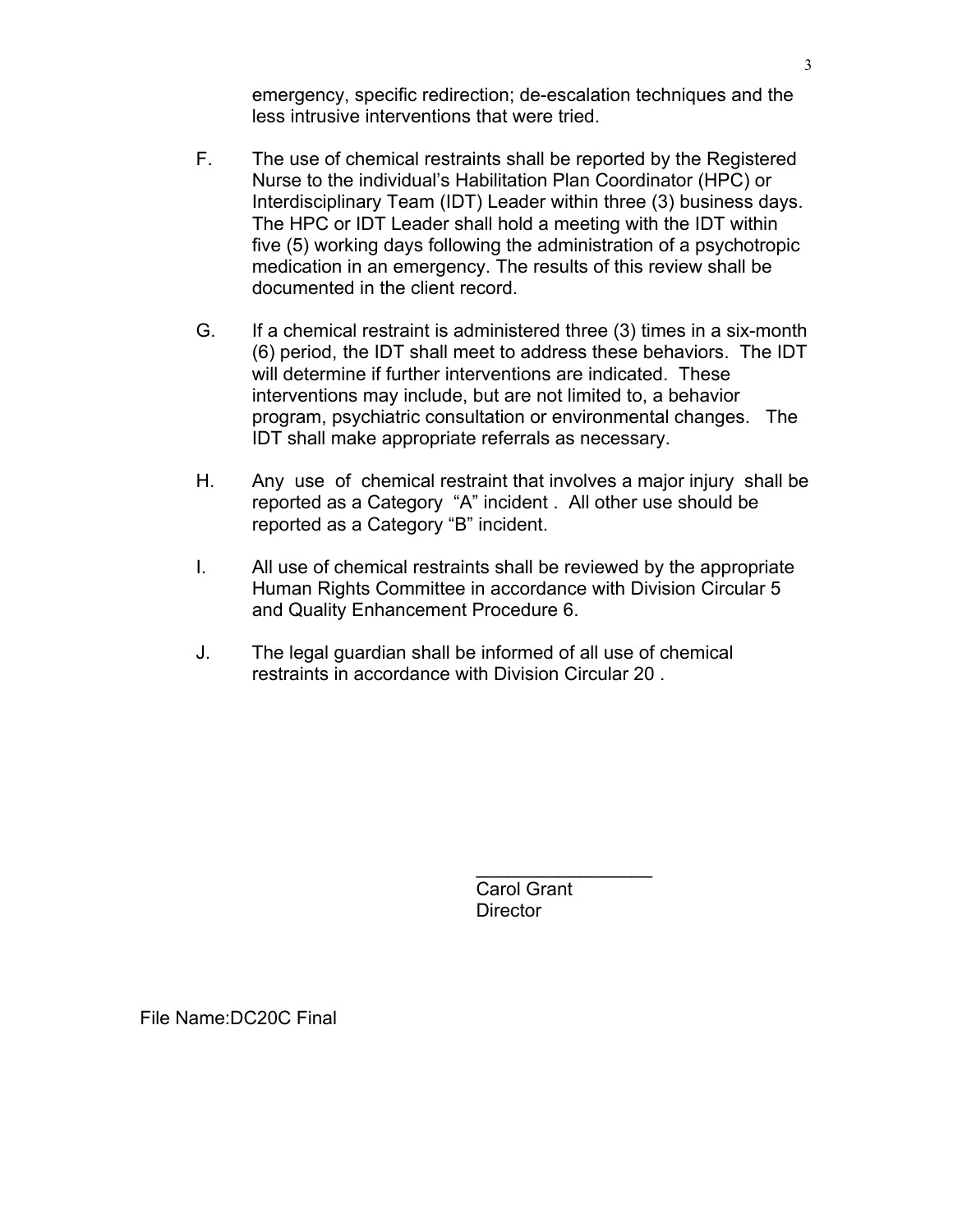emergency, specific redirection; de-escalation techniques and the less intrusive interventions that were tried.

F. The use of chemical restraints shall be reported by the Registered Nurse to the individual's Habilitation Plan Coordinator (HPC) or Interdisciplinary Team (IDT) Leader within three (3) business days. The HPC or IDT Leader shall hold a meeting with the IDT within five (5) working days following the administration of a psychotropic medication in an emergency. The results of this review shall be documented in the client record.

G. If a chemical restraint is administered three (3) times in a six-month (6) period, the IDT shall meet to address these behaviors. The IDT will determine if further interventions are indicated. These interventions may include, but are not limited to, a behavior program, psychiatric consultation or environmental changes. The IDT shall make appropriate referrals as necessary.

H. Any use of chemical restraint that involves a major injury shall be reported as a Category "A" incident . All other use should be reported as a Category "B" incident.

I. All use of chemical restraints shall be reviewed by the appropriate Human Rights Committee in accordance with Division Circular 5 and Quality Enhancement Procedure 6.

J. The legal guardian shall be informed of all use of chemical restraints in accordance with Division Circular 20 .

_________________

Carol Grant
Director

File Name:DC20C Final